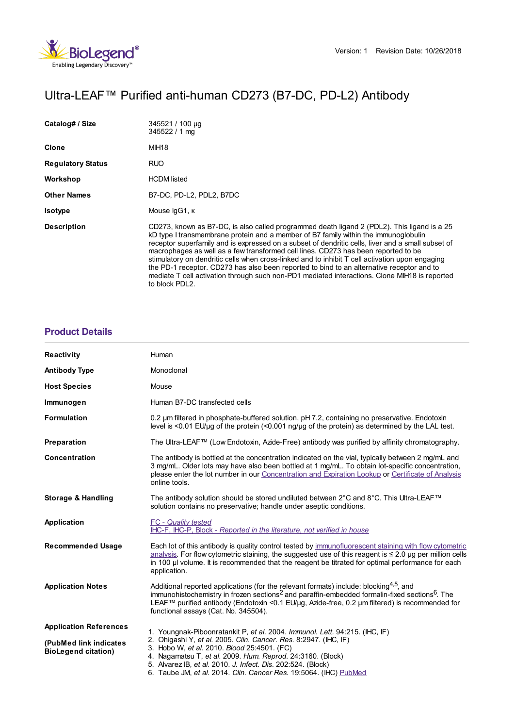Version: 1 Revision Date: 10/26/2018

# Ultra-LEAF™ Purified anti-human CD273 (B7-DC, PD-L2) Antibody

| | |
|---|---|
| **Catalog# / Size** | 345521 / 100 µg<br>345522 / 1 mg |
| **Clone** | MIH18 |
| **Regulatory Status** | RUO |
| **Workshop** | HCDM listed |
| **Other Names** | B7-DC, PD-L2, PDL2, B7DC |
| **Isotype** | Mouse IgG1, κ |
| **Description** | CD273, known as B7-DC, is also called programmed death ligand 2 (PDL2). This ligand is a 25 kD type I transmembrane protein and a member of B7 family within the immunoglobulin receptor superfamily and is expressed on a subset of dendritic cells, liver and a small subset of macrophages as well as a few transformed cell lines. CD273 has been reported to be stimulatory on dendritic cells when cross-linked and to inhibit T cell activation upon engaging the PD-1 receptor. CD273 has also been reported to bind to an alternative receptor and to mediate T cell activation through such non-PD1 mediated interactions. Clone MIH18 is reported to block PDL2. |

## Product Details

| | |
|---|---|
| **Reactivity** | Human |
| **Antibody Type** | Monoclonal |
| **Host Species** | Mouse |
| **Immunogen** | Human B7-DC transfected cells |
| **Formulation** | 0.2 µm filtered in phosphate-buffered solution, pH 7.2, containing no preservative. Endotoxin level is <0.01 EU/µg of the protein (<0.001 ng/µg of the protein) as determined by the LAL test. |
| **Preparation** | The Ultra-LEAF™ (Low Endotoxin, Azide-Free) antibody was purified by affinity chromatography. |
| **Concentration** | The antibody is bottled at the concentration indicated on the vial, typically between 2 mg/mL and 3 mg/mL. Older lots may have also been bottled at 1 mg/mL. To obtain lot-specific concentration, please enter the lot number in our Concentration and Expiration Lookup or Certificate of Analysis online tools. |
| **Storage & Handling** | The antibody solution should be stored undiluted between 2°C and 8°C. This Ultra-LEAF™ solution contains no preservative; handle under aseptic conditions. |
| **Application** | FC - *Quality tested*<br>IHC-F, IHC-P, Block - *Reported in the literature, not verified in house* |
| **Recommended Usage** | Each lot of this antibody is quality control tested by immunofluorescent staining with flow cytometric analysis. For flow cytometric staining, the suggested use of this reagent is ≤ 2.0 µg per million cells in 100 µl volume. It is recommended that the reagent be titrated for optimal performance for each application. |
| **Application Notes** | Additional reported applications (for the relevant formats) include: blocking[4,5], and immunohistochemistry in frozen sections[2] and paraffin-embedded formalin-fixed sections[6]. The LEAF™ purified antibody (Endotoxin <0.1 EU/µg, Azide-free, 0.2 µm filtered) is recommended for functional assays (Cat. No. 345504). |
| **Application References**<br><br>**(PubMed link indicates BioLegend citation)** | 1. Youngnak-Piboonratankit P, *et al.* 2004. *Immunol. Lett.* 94:215. (IHC, IF)<br>2. Ohigashi Y, *et al.* 2005. *Clin. Cancer. Res.* 8:2947. (IHC, IF)<br>3. Hobo W, *et al.* 2010. *Blood* 25:4501. (FC)<br>4. Nagamatsu T, *et al.* 2009. *Hum. Reprod.* 24:3160. (Block)<br>5. Alvarez IB, *et al.* 2010. *J. Infect. Dis.* 202:524. (Block)<br>6. Taube JM, *et al.* 2014. *Clin. Cancer Res.* 19:5064. (IHC) PubMed |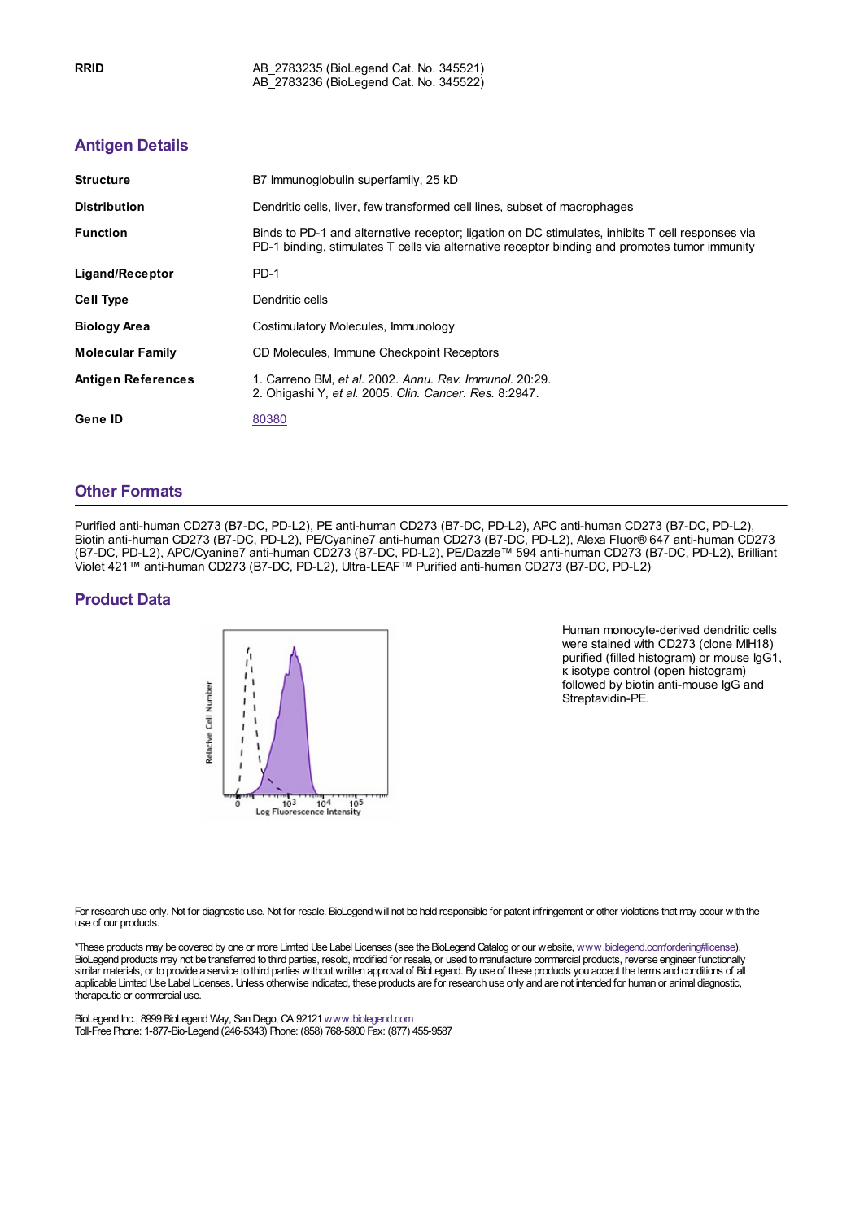| | |
|---|---|
| **RRID** | AB_2783235 (BioLegend Cat. No. 345521)<br>AB_2783236 (BioLegend Cat. No. 345522) |

## Antigen Details

| | |
|---|---|
| **Structure** | B7 Immunoglobulin superfamily, 25 kD |
| **Distribution** | Dendritic cells, liver, few transformed cell lines, subset of macrophages |
| **Function** | Binds to PD-1 and alternative receptor; ligation on DC stimulates, inhibits T cell responses via PD-1 binding, stimulates T cells via alternative receptor binding and promotes tumor immunity |
| **Ligand/Receptor** | PD-1 |
| **Cell Type** | Dendritic cells |
| **Biology Area** | Costimulatory Molecules, Immunology |
| **Molecular Family** | CD Molecules, Immune Checkpoint Receptors |
| **Antigen References** | 1. Carreno BM, *et al.* 2002. *Annu. Rev. Immunol.* 20:29.<br>2. Ohigashi Y, *et al.* 2005. *Clin. Cancer. Res.* 8:2947. |
| **Gene ID** | 80380 |

## Other Formats

Purified anti-human CD273 (B7-DC, PD-L2), PE anti-human CD273 (B7-DC, PD-L2), APC anti-human CD273 (B7-DC, PD-L2), Biotin anti-human CD273 (B7-DC, PD-L2), PE/Cyanine7 anti-human CD273 (B7-DC, PD-L2), Alexa Fluor® 647 anti-human CD273 (B7-DC, PD-L2), APC/Cyanine7 anti-human CD273 (B7-DC, PD-L2), PE/Dazzle™ 594 anti-human CD273 (B7-DC, PD-L2), Brilliant Violet 421™ anti-human CD273 (B7-DC, PD-L2), Ultra-LEAF™ Purified anti-human CD273 (B7-DC, PD-L2)

## Product Data

Relative Cell Number

0
$10^3$
$10^4$
$10^5$
Log Fluorescence Intensity

Human monocyte-derived dendritic cells were stained with CD273 (clone MIH18) purified (filled histogram) or mouse IgG1, κ isotype control (open histogram) followed by biotin anti-mouse IgG and Streptavidin-PE.

For research use only. Not for diagnostic use. Not for resale. BioLegend will not be held responsible for patent infringement or other violations that may occur with the use of our products.

*These products may be covered by one or more Limited Use Label Licenses (see the BioLegend Catalog or our website, www.biolegend.com/ordering#license). BioLegend products may not be transferred to third parties, resold, modified for resale, or used to manufacture commercial products, reverse engineer functionally similar materials, or to provide a service to third parties without written approval of BioLegend. By use of these products you accept the terms and conditions of all applicable Limited Use Label Licenses. Unless otherwise indicated, these products are for research use only and are not intended for human or animal diagnostic, therapeutic or commercial use.

BioLegend Inc., 8999 BioLegend Way, San Diego, CA 92121 www.biolegend.com
Toll-Free Phone: 1-877-Bio-Legend (246-5343) Phone: (858) 768-5800 Fax: (877) 455-9587